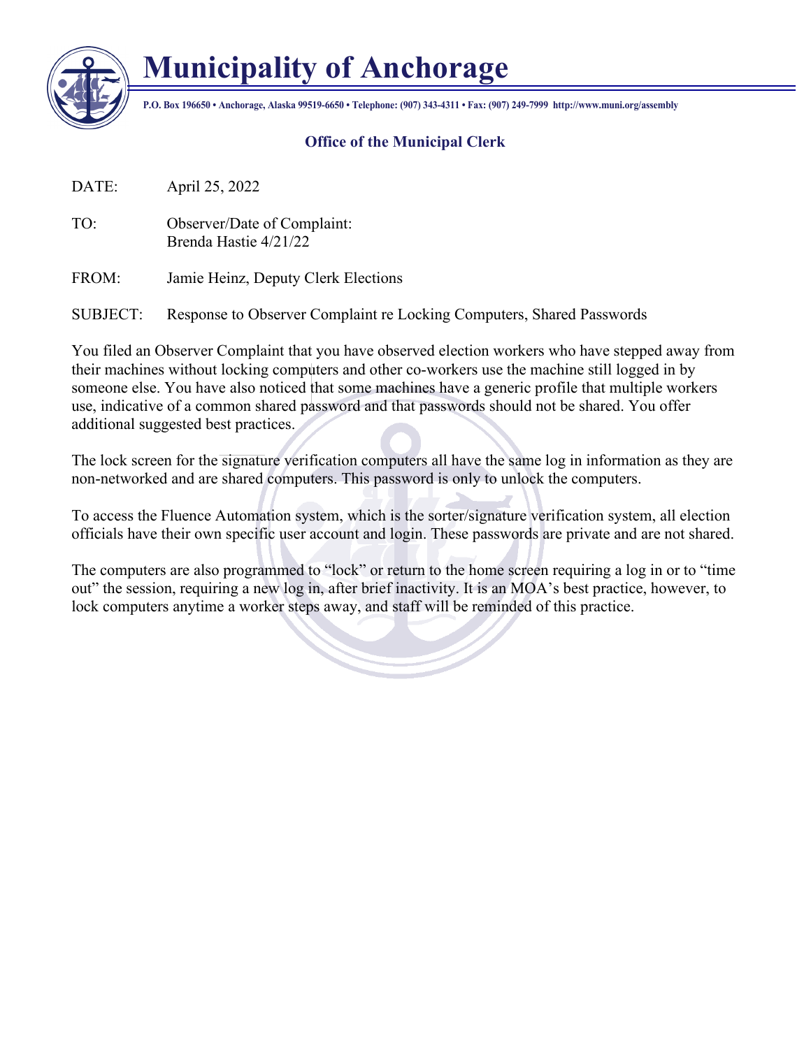# Municipality of Anchorage

**P.O. Box 196650 • Anchorage, Alaska 99519-6650 • Telephone: (907) 343-4311 • Fax: (907) 249-7999 http://www.muni.org/assembly**

## Office of the Municipal Clerk

DATE: April 25, 2022

TO: Observer/Date of Complaint:
Brenda Hastie 4/21/22

FROM: Jamie Heinz, Deputy Clerk Elections

SUBJECT: Response to Observer Complaint re Locking Computers, Shared Passwords

You filed an Observer Complaint that you have observed election workers who have stepped away from their machines without locking computers and other co-workers use the machine still logged in by someone else. You have also noticed that some machines have a generic profile that multiple workers use, indicative of a common shared password and that passwords should not be shared. You offer additional suggested best practices.

The lock screen for the signature verification computers all have the same log in information as they are non-networked and are shared computers. This password is only to unlock the computers.

To access the Fluence Automation system, which is the sorter/signature verification system, all election officials have their own specific user account and login. These passwords are private and are not shared.

The computers are also programmed to "lock" or return to the home screen requiring a log in or to "time out" the session, requiring a new log in, after brief inactivity. It is an MOA's best practice, however, to lock computers anytime a worker steps away, and staff will be reminded of this practice.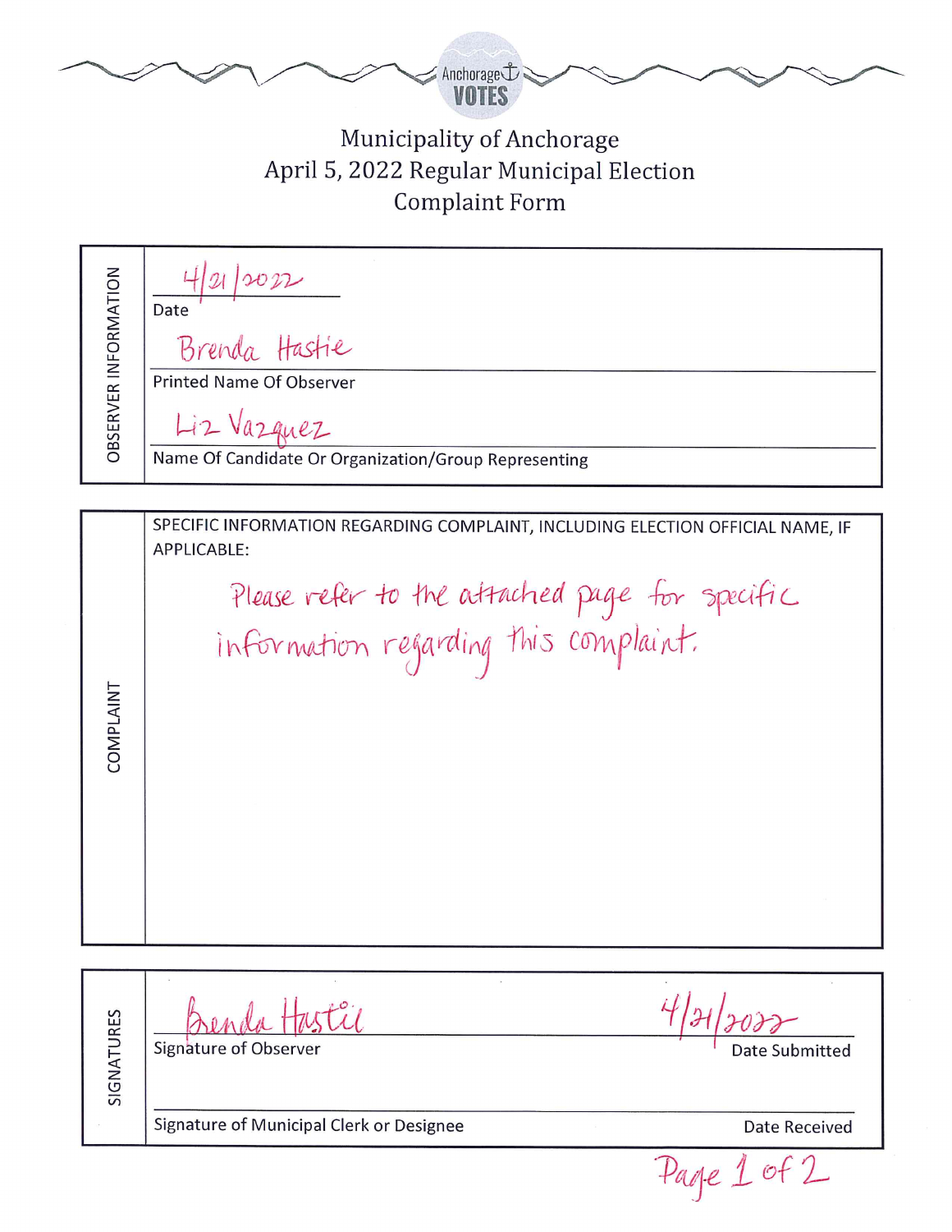# Municipality of Anchorage
## April 5, 2022 Regular Municipal Election
## Complaint Form

**OBSERVER INFORMATION**

4/21/2022
Date

Brenda Hastie
Printed Name Of Observer

Liz Vazquez
Name Of Candidate Or Organization/Group Representing

**COMPLAINT**

SPECIFIC INFORMATION REGARDING COMPLAINT, INCLUDING ELECTION OFFICIAL NAME, IF APPLICABLE:

Please refer to the attached page for specific information regarding this complaint.

**SIGNATURES**

Brenda Hastie
Signature of Observer

4/21/2022
Date Submitted

Signature of Municipal Clerk or Designee

Date Received

Page 1 of 2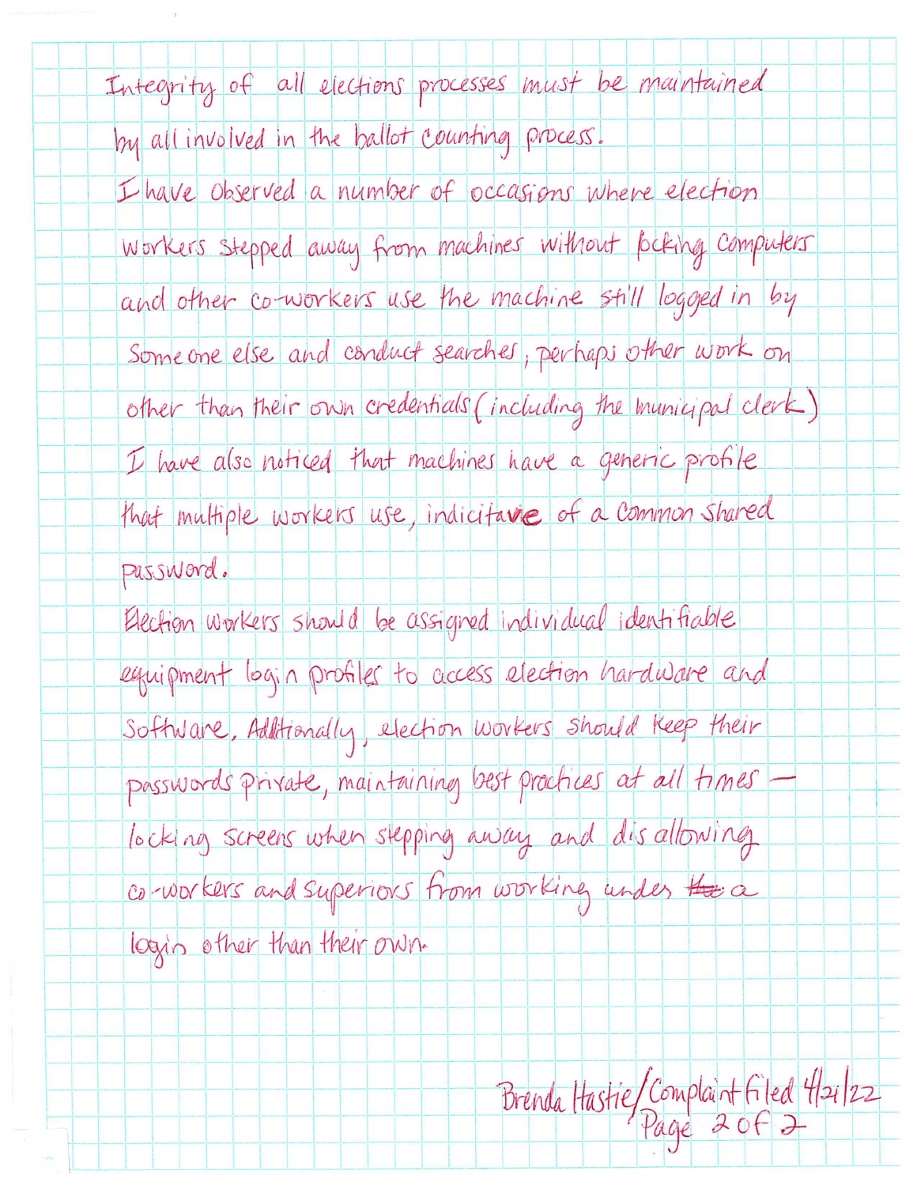Integrity of all elections processes must be maintained by all involved in the ballot counting process.

I have observed a number of occasions where election workers stepped away from machines without locking computers and other co-workers use the machine still logged in by someone else and conduct searches, perhaps other work on other than their own credentials (including the municipal clerk)

I have also noticed that machines have a generic profile that multiple workers use, indicitave of a common shared password.

Election workers should be assigned individual identifiable equipment login profiles to access election hardware and software. Additionally, election workers should keep their passwords private, maintaining best practices at all times — locking screens when stepping away and disallowing co-workers and superiors from working under ~~the~~ a login other than their own.

Brenda Hastie/Complaint Filed 4/21/22